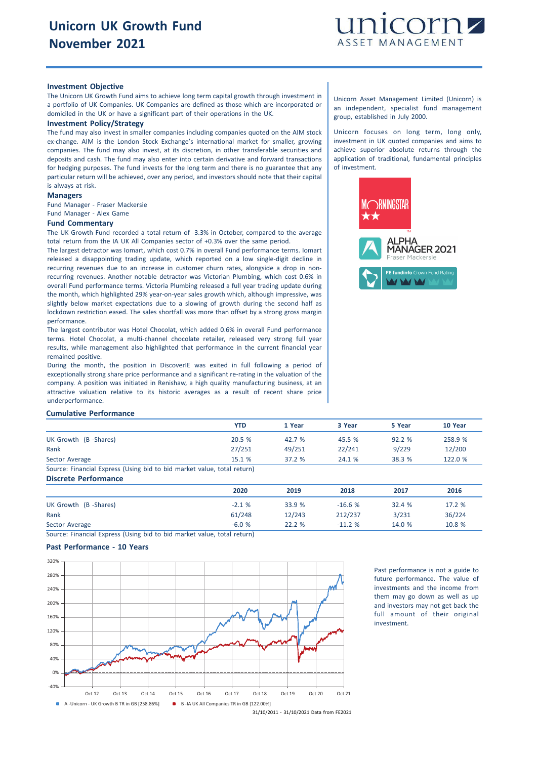# Unicorn UK Growth Fund
# November 2021

unicorn ASSET MANAGEMENT

### Investment Objective

The Unicorn UK Growth Fund aims to achieve long term capital growth through investment in a portfolio of UK Companies. UK Companies are defined as those which are incorporated or domiciled in the UK or have a significant part of their operations in the UK.

### Investment Policy/Strategy

The fund may also invest in smaller companies including companies quoted on the AIM stock ex-change. AIM is the London Stock Exchange's international market for smaller, growing companies. The fund may also invest, at its discretion, in other transferable securities and deposits and cash. The fund may also enter into certain derivative and forward transactions for hedging purposes. The fund invests for the long term and there is no guarantee that any particular return will be achieved, over any period, and investors should note that their capital is always at risk.

### Managers

Fund Manager - Fraser Mackersie
Fund Manager - Alex Game

### Fund Commentary

The UK Growth Fund recorded a total return of -3.3% in October, compared to the average total return from the IA UK All Companies sector of +0.3% over the same period.

The largest detractor was Iomart, which cost 0.7% in overall Fund performance terms. Iomart released a disappointing trading update, which reported on a low single-digit decline in recurring revenues due to an increase in customer churn rates, alongside a drop in non-recurring revenues. Another notable detractor was Victorian Plumbing, which cost 0.6% in overall Fund performance terms. Victoria Plumbing released a full year trading update during the month, which highlighted 29% year-on-year sales growth which, although impressive, was slightly below market expectations due to a slowing of growth during the second half as lockdown restriction eased. The sales shortfall was more than offset by a strong gross margin performance.

The largest contributor was Hotel Chocolat, which added 0.6% in overall Fund performance terms. Hotel Chocolat, a multi-channel chocolate retailer, released very strong full year results, while management also highlighted that performance in the current financial year remained positive.

During the month, the position in DiscoverIE was exited in full following a period of exceptionally strong share price performance and a significant re-rating in the valuation of the company. A position was initiated in Renishaw, a high quality manufacturing business, at an attractive valuation relative to its historic averages as a result of recent share price underperformance.

Unicorn Asset Management Limited (Unicorn) is an independent, specialist fund management group, established in July 2000.

Unicorn focuses on long term, long only, investment in UK quoted companies and aims to achieve superior absolute returns through the application of traditional, fundamental principles of investment.

MORNINGSTAR ★★

ALPHA MANAGER 2021 Fraser Mackersie

FE fundinfo Crown Fund Rating

### Cumulative Performance

| | YTD | 1 Year | 3 Year | 5 Year | 10 Year |
|---|---|---|---|---|---|
| UK Growth (B -Shares) | 20.5 % | 42.7 % | 45.5 % | 92.2 % | 258.9 % |
| Rank | 27/251 | 49/251 | 22/241 | 9/229 | 12/200 |
| Sector Average | 15.1 % | 37.2 % | 24.1 % | 38.3 % | 122.0 % |

Source: Financial Express (Using bid to bid market value, total return)

### Discrete Performance

| | 2020 | 2019 | 2018 | 2017 | 2016 |
|---|---|---|---|---|---|
| UK Growth (B -Shares) | -2.1 % | 33.9 % | -16.6 % | 32.4 % | 17.2 % |
| Rank | 61/248 | 12/243 | 212/237 | 3/231 | 36/224 |
| Sector Average | -6.0 % | 22.2 % | -11.2 % | 14.0 % | 10.8 % |

Source: Financial Express (Using bid to bid market value, total return)

### Past Performance - 10 Years

A -Unicorn - UK Growth B TR in GB [258.86%]
B -IA UK All Companies TR in GB [122.00%]

31/10/2011 - 31/10/2021 Data from FE2021

Past performance is not a guide to future performance. The value of investments and the income from them may go down as well as up and investors may not get back the full amount of their original investment.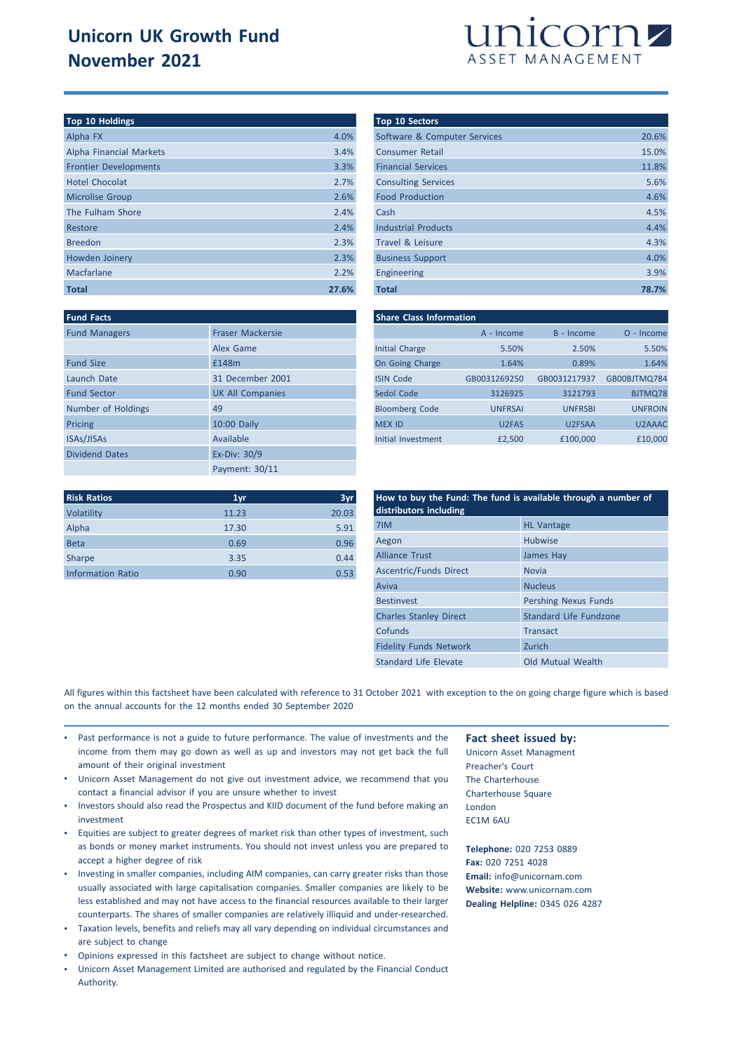# Unicorn UK Growth Fund
# November 2021

| Top 10 Holdings | |
|---|---|
| Alpha FX | 4.0% |
| Alpha Financial Markets | 3.4% |
| Frontier Developments | 3.3% |
| Hotel Chocolat | 2.7% |
| Microlise Group | 2.6% |
| The Fulham Shore | 2.4% |
| Restore | 2.4% |
| Breedon | 2.3% |
| Howden Joinery | 2.3% |
| Macfarlane | 2.2% |
| **Total** | **27.6%** |

| Top 10 Sectors | |
|---|---|
| Software & Computer Services | 20.6% |
| Consumer Retail | 15.0% |
| Financial Services | 11.8% |
| Consulting Services | 5.6% |
| Food Production | 4.6% |
| Cash | 4.5% |
| Industrial Products | 4.4% |
| Travel & Leisure | 4.3% |
| Business Support | 4.0% |
| Engineering | 3.9% |
| **Total** | **78.7%** |

| Fund Facts | |
|---|---|
| Fund Managers | Fraser Mackersie |
| | Alex Game |
| Fund Size | £148m |
| Launch Date | 31 December 2001 |
| Fund Sector | UK All Companies |
| Number of Holdings | 49 |
| Pricing | 10:00 Daily |
| ISAs/JISAs | Available |
| Dividend Dates | Ex-Div: 30/9 |
| | Payment: 30/11 |

| Share Class Information | A - Income | B - Income | O - Income |
|---|---|---|---|
| Initial Charge | 5.50% | 2.50% | 5.50% |
| On Going Charge | 1.64% | 0.89% | 1.64% |
| ISIN Code | GB0031269250 | GB0031217937 | GB00BJTMQ784 |
| Sedol Code | 3126925 | 3121793 | BJTMQ78 |
| Bloomberg Code | UNFRSAI | UNFRSBI | UNFROIN |
| MEX ID | U2FAS | U2FSAA | U2AAAC |
| Initial Investment | £2,500 | £100,000 | £10,000 |

| Risk Ratios | 1yr | 3yr |
|---|---|---|
| Volatility | 11.23 | 20.03 |
| Alpha | 17.30 | 5.91 |
| Beta | 0.69 | 0.96 |
| Sharpe | 3.35 | 0.44 |
| Information Ratio | 0.90 | 0.53 |

| How to buy the Fund: The fund is available through a number of distributors including | |
|---|---|
| 7IM | HL Vantage |
| Aegon | Hubwise |
| Alliance Trust | James Hay |
| Ascentric/Funds Direct | Novia |
| Aviva | Nucleus |
| Bestinvest | Pershing Nexus Funds |
| Charles Stanley Direct | Standard Life Fundzone |
| Cofunds | Transact |
| Fidelity Funds Network | Zurich |
| Standard Life Elevate | Old Mutual Wealth |

All figures within this factsheet have been calculated with reference to 31 October 2021 with exception to the on going charge figure which is based on the annual accounts for the 12 months ended 30 September 2020

- Past performance is not a guide to future performance. The value of investments and the income from them may go down as well as up and investors may not get back the full amount of their original investment
- Unicorn Asset Management do not give out investment advice, we recommend that you contact a financial advisor if you are unsure whether to invest
- Investors should also read the Prospectus and KIID document of the fund before making an investment
- Equities are subject to greater degrees of market risk than other types of investment, such as bonds or money market instruments. You should not invest unless you are prepared to accept a higher degree of risk
- Investing in smaller companies, including AIM companies, can carry greater risks than those usually associated with large capitalisation companies. Smaller companies are likely to be less established and may not have access to the financial resources available to their larger counterparts. The shares of smaller companies are relatively illiquid and under-researched.
- Taxation levels, benefits and reliefs may all vary depending on individual circumstances and are subject to change
- Opinions expressed in this factsheet are subject to change without notice.
- Unicorn Asset Management Limited are authorised and regulated by the Financial Conduct Authority.

**Fact sheet issued by:**
Unicorn Asset Managment
Preacher's Court
The Charterhouse
Charterhouse Square
London
EC1M 6AU

**Telephone:** 020 7253 0889
**Fax:** 020 7251 4028
**Email:** info@unicornam.com
**Website:** www.unicornam.com
**Dealing Helpline:** 0345 026 4287